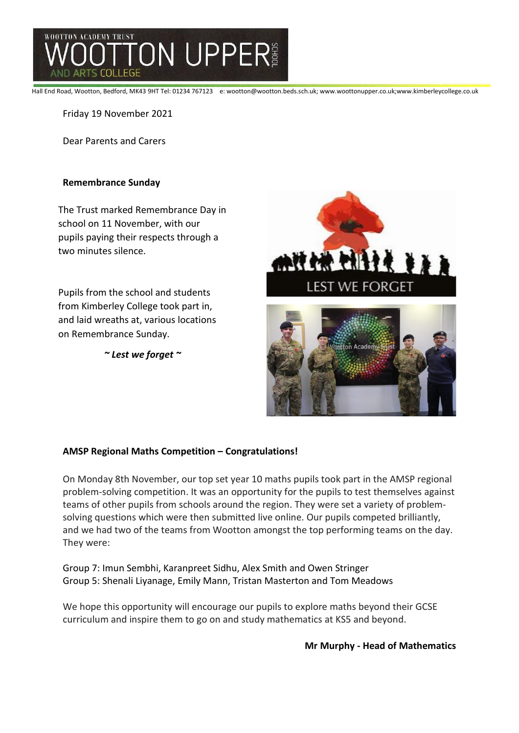# WOOTTON ACADEMY TRUST
# WOOTTON UPPER SCHOOL
AND ARTS COLLEGE

Hall End Road, Wootton, Bedford, MK43 9HT Tel: 01234 767123 e: wootton@wootton.beds.sch.uk; www.woottonupper.co.uk;www.kimberleycollege.co.uk

Friday 19 November 2021

Dear Parents and Carers

**Remembrance Sunday**

The Trust marked Remembrance Day in school on 11 November, with our pupils paying their respects through a two minutes silence.

Pupils from the school and students from Kimberley College took part in, and laid wreaths at, various locations on Remembrance Sunday.

***~ Lest we forget ~***

**AMSP Regional Maths Competition – Congratulations!**

On Monday 8th November, our top set year 10 maths pupils took part in the AMSP regional problem-solving competition. It was an opportunity for the pupils to test themselves against teams of other pupils from schools around the region. They were set a variety of problem-solving questions which were then submitted live online. Our pupils competed brilliantly, and we had two of the teams from Wootton amongst the top performing teams on the day. They were:

Group 7: Imun Sembhi, Karanpreet Sidhu, Alex Smith and Owen Stringer
Group 5: Shenali Liyanage, Emily Mann, Tristan Masterton and Tom Meadows

We hope this opportunity will encourage our pupils to explore maths beyond their GCSE curriculum and inspire them to go on and study mathematics at KS5 and beyond.

**Mr Murphy - Head of Mathematics**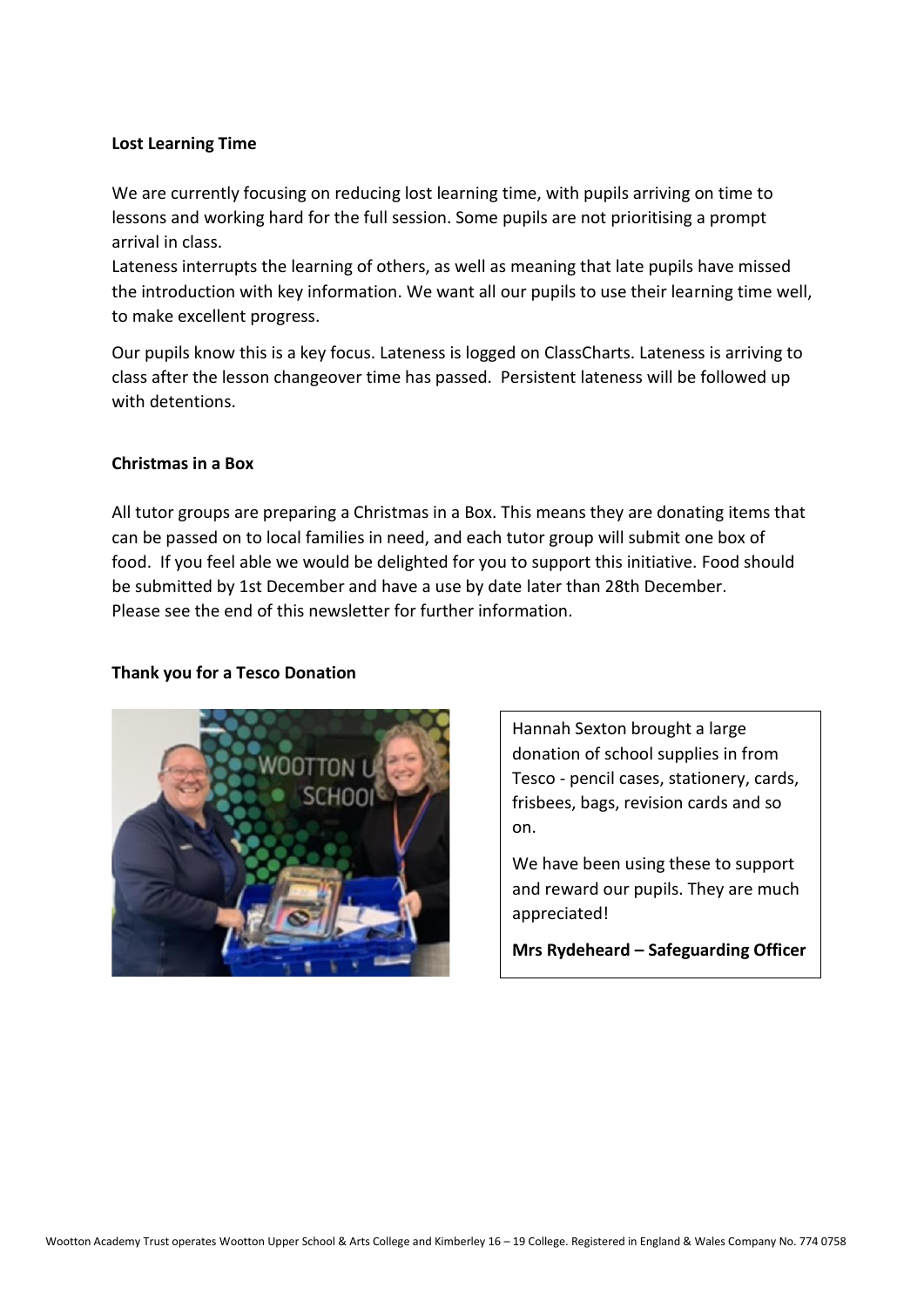**Lost Learning Time**

We are currently focusing on reducing lost learning time, with pupils arriving on time to lessons and working hard for the full session. Some pupils are not prioritising a prompt arrival in class.
Lateness interrupts the learning of others, as well as meaning that late pupils have missed the introduction with key information. We want all our pupils to use their learning time well, to make excellent progress.

Our pupils know this is a key focus. Lateness is logged on ClassCharts. Lateness is arriving to class after the lesson changeover time has passed. Persistent lateness will be followed up with detentions.

**Christmas in a Box**

All tutor groups are preparing a Christmas in a Box. This means they are donating items that can be passed on to local families in need, and each tutor group will submit one box of food. If you feel able we would be delighted for you to support this initiative. Food should be submitted by 1st December and have a use by date later than 28th December.
Please see the end of this newsletter for further information.

**Thank you for a Tesco Donation**

Hannah Sexton brought a large donation of school supplies in from Tesco - pencil cases, stationery, cards, frisbees, bags, revision cards and so on.

We have been using these to support and reward our pupils. They are much appreciated!

**Mrs Rydeheard – Safeguarding Officer**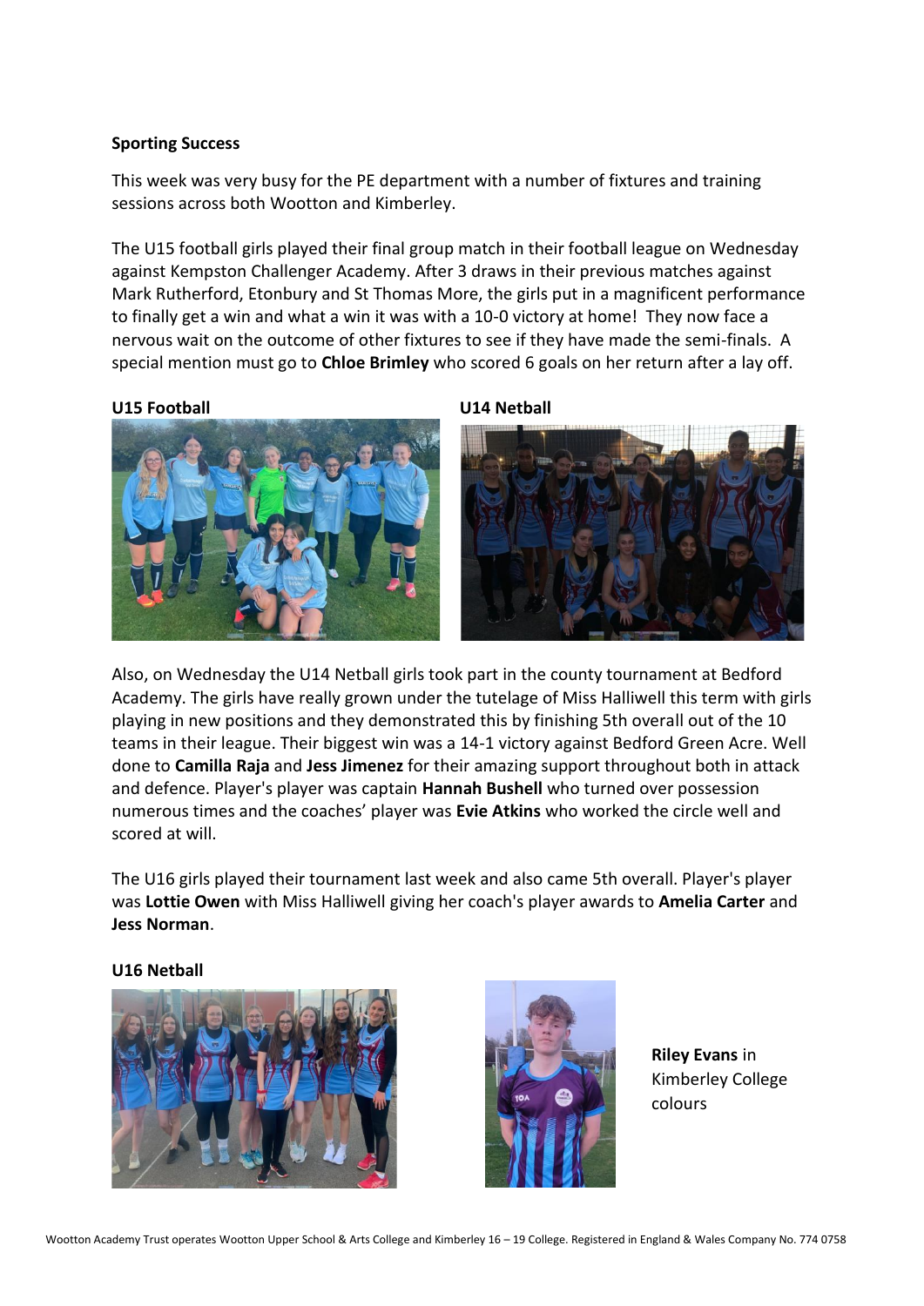**Sporting Success**

This week was very busy for the PE department with a number of fixtures and training sessions across both Wootton and Kimberley.

The U15 football girls played their final group match in their football league on Wednesday against Kempston Challenger Academy. After 3 draws in their previous matches against Mark Rutherford, Etonbury and St Thomas More, the girls put in a magnificent performance to finally get a win and what a win it was with a 10-0 victory at home! They now face a nervous wait on the outcome of other fixtures to see if they have made the semi-finals. A special mention must go to **Chloe Brimley** who scored 6 goals on her return after a lay off.

**U15 Football**

**U14 Netball**

Also, on Wednesday the U14 Netball girls took part in the county tournament at Bedford Academy. The girls have really grown under the tutelage of Miss Halliwell this term with girls playing in new positions and they demonstrated this by finishing 5th overall out of the 10 teams in their league. Their biggest win was a 14-1 victory against Bedford Green Acre. Well done to **Camilla Raja** and **Jess Jimenez** for their amazing support throughout both in attack and defence. Player's player was captain **Hannah Bushell** who turned over possession numerous times and the coaches' player was **Evie Atkins** who worked the circle well and scored at will.

The U16 girls played their tournament last week and also came 5th overall. Player's player was **Lottie Owen** with Miss Halliwell giving her coach's player awards to **Amelia Carter** and **Jess Norman**.

**U16 Netball**

**Riley Evans** in Kimberley College colours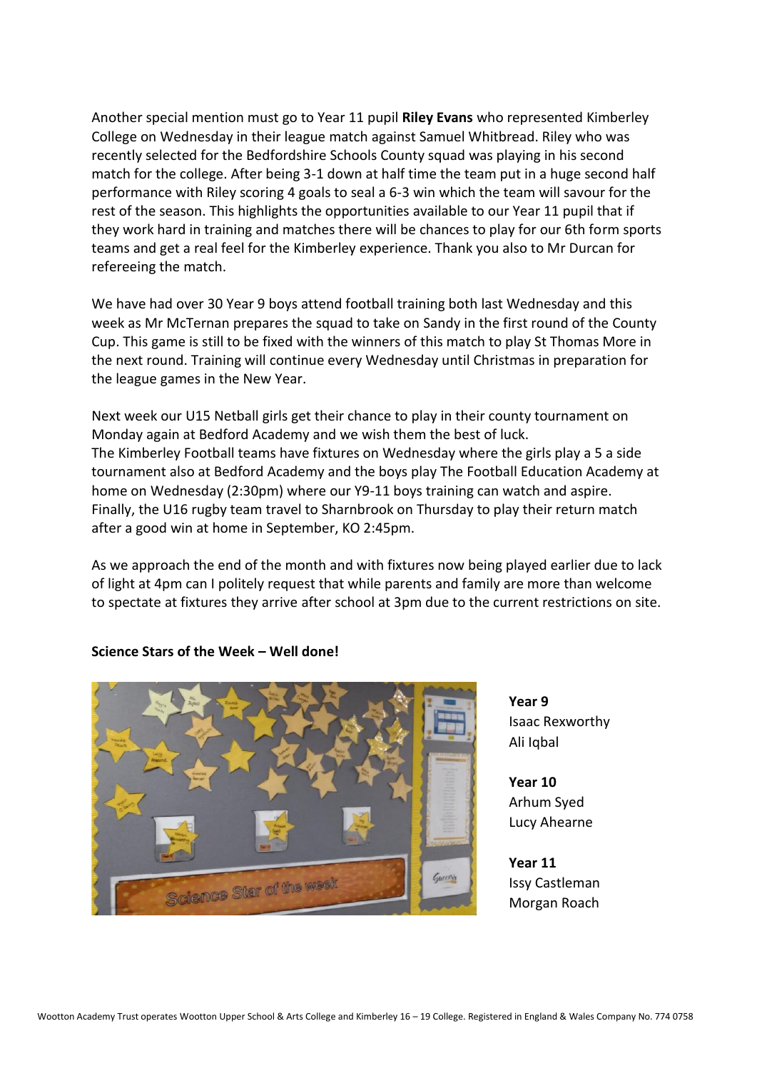Another special mention must go to Year 11 pupil **Riley Evans** who represented Kimberley College on Wednesday in their league match against Samuel Whitbread. Riley who was recently selected for the Bedfordshire Schools County squad was playing in his second match for the college. After being 3-1 down at half time the team put in a huge second half performance with Riley scoring 4 goals to seal a 6-3 win which the team will savour for the rest of the season. This highlights the opportunities available to our Year 11 pupil that if they work hard in training and matches there will be chances to play for our 6th form sports teams and get a real feel for the Kimberley experience. Thank you also to Mr Durcan for refereeing the match.

We have had over 30 Year 9 boys attend football training both last Wednesday and this week as Mr McTernan prepares the squad to take on Sandy in the first round of the County Cup. This game is still to be fixed with the winners of this match to play St Thomas More in the next round. Training will continue every Wednesday until Christmas in preparation for the league games in the New Year.

Next week our U15 Netball girls get their chance to play in their county tournament on Monday again at Bedford Academy and we wish them the best of luck.
The Kimberley Football teams have fixtures on Wednesday where the girls play a 5 a side tournament also at Bedford Academy and the boys play The Football Education Academy at home on Wednesday (2:30pm) where our Y9-11 boys training can watch and aspire.
Finally, the U16 rugby team travel to Sharnbrook on Thursday to play their return match after a good win at home in September, KO 2:45pm.

As we approach the end of the month and with fixtures now being played earlier due to lack of light at 4pm can I politely request that while parents and family are more than welcome to spectate at fixtures they arrive after school at 3pm due to the current restrictions on site.

**Science Stars of the Week – Well done!**

**Year 9**
Isaac Rexworthy
Ali Iqbal

**Year 10**
Arhum Syed
Lucy Ahearne

**Year 11**
Issy Castleman
Morgan Roach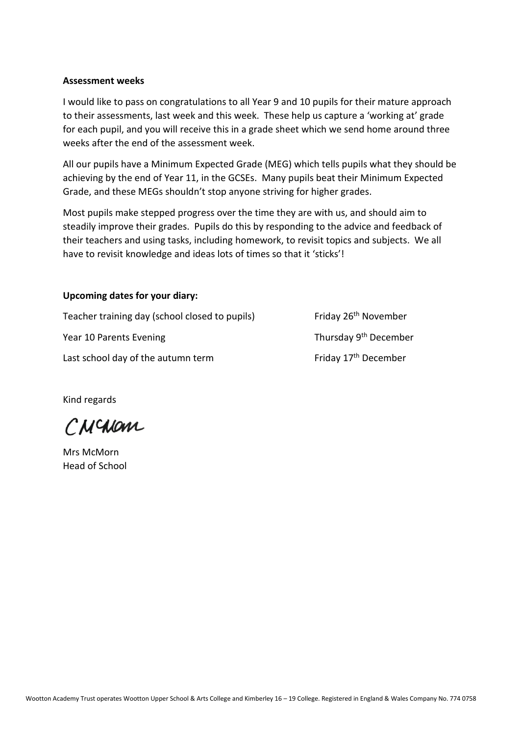**Assessment weeks**

I would like to pass on congratulations to all Year 9 and 10 pupils for their mature approach to their assessments, last week and this week. These help us capture a 'working at' grade for each pupil, and you will receive this in a grade sheet which we send home around three weeks after the end of the assessment week.

All our pupils have a Minimum Expected Grade (MEG) which tells pupils what they should be achieving by the end of Year 11, in the GCSEs. Many pupils beat their Minimum Expected Grade, and these MEGs shouldn't stop anyone striving for higher grades.

Most pupils make stepped progress over the time they are with us, and should aim to steadily improve their grades. Pupils do this by responding to the advice and feedback of their teachers and using tasks, including homework, to revisit topics and subjects. We all have to revisit knowledge and ideas lots of times so that it 'sticks'!

**Upcoming dates for your diary:**

| | |
|---|---|
| Teacher training day (school closed to pupils) | Friday 26th November |
| Year 10 Parents Evening | Thursday 9th December |
| Last school day of the autumn term | Friday 17th December |

Kind regards

CMcMorn

Mrs McMorn
Head of School

Wootton Academy Trust operates Wootton Upper School & Arts College and Kimberley 16 – 19 College. Registered in England & Wales Company No. 774 0758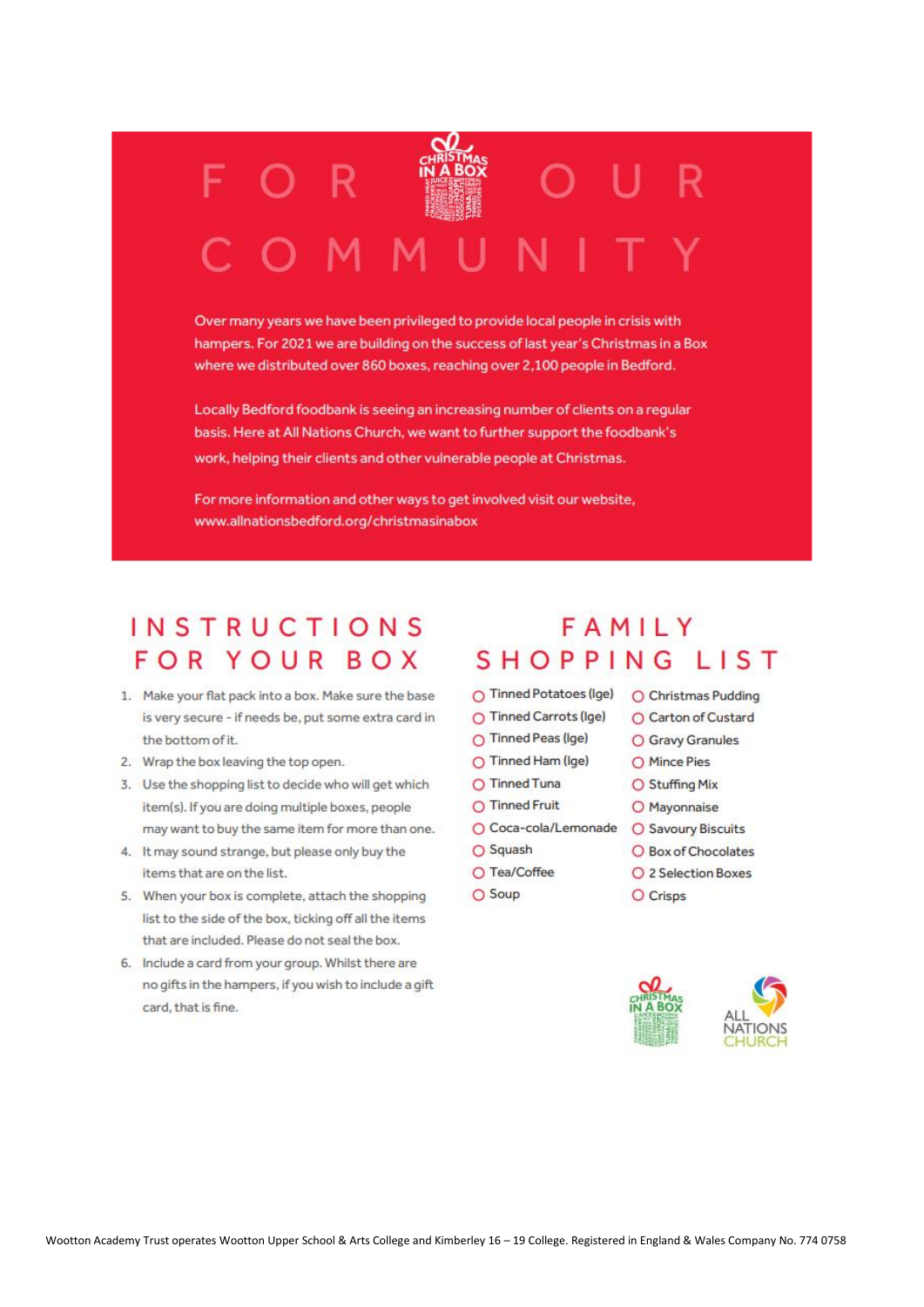# FOR OUR COMMUNITY

Over many years we have been privileged to provide local people in crisis with hampers. For 2021 we are building on the success of last year's Christmas in a Box where we distributed over 860 boxes, reaching over 2,100 people in Bedford.

Locally Bedford foodbank is seeing an increasing number of clients on a regular basis. Here at All Nations Church, we want to further support the foodbank's work, helping their clients and other vulnerable people at Christmas.

For more information and other ways to get involved visit our website, www.allnationsbedford.org/christmasinabox

## INSTRUCTIONS FOR YOUR BOX

1. Make your flat pack into a box. Make sure the base is very secure - if needs be, put some extra card in the bottom of it.
2. Wrap the box leaving the top open.
3. Use the shopping list to decide who will get which item(s). If you are doing multiple boxes, people may want to buy the same item for more than one.
4. It may sound strange, but please only buy the items that are on the list.
5. When your box is complete, attach the shopping list to the side of the box, ticking off all the items that are included. Please do not seal the box.
6. Include a card from your group. Whilst there are no gifts in the hampers, if you wish to include a gift card, that is fine.

## FAMILY SHOPPING LIST

- Tinned Potatoes (lge)
- Tinned Carrots (lge)
- Tinned Peas (lge)
- Tinned Ham (lge)
- Tinned Tuna
- Tinned Fruit
- Coca-cola/Lemonade
- Squash
- Tea/Coffee
- Soup
- Christmas Pudding
- Carton of Custard
- Gravy Granules
- Mince Pies
- Stuffing Mix
- Mayonnaise
- Savoury Biscuits
- Box of Chocolates
- 2 Selection Boxes
- Crisps

CHRISTMAS IN A BOX

ALL NATIONS CHURCH

Wootton Academy Trust operates Wootton Upper School & Arts College and Kimberley 16 – 19 College. Registered in England & Wales Company No. 774 0758